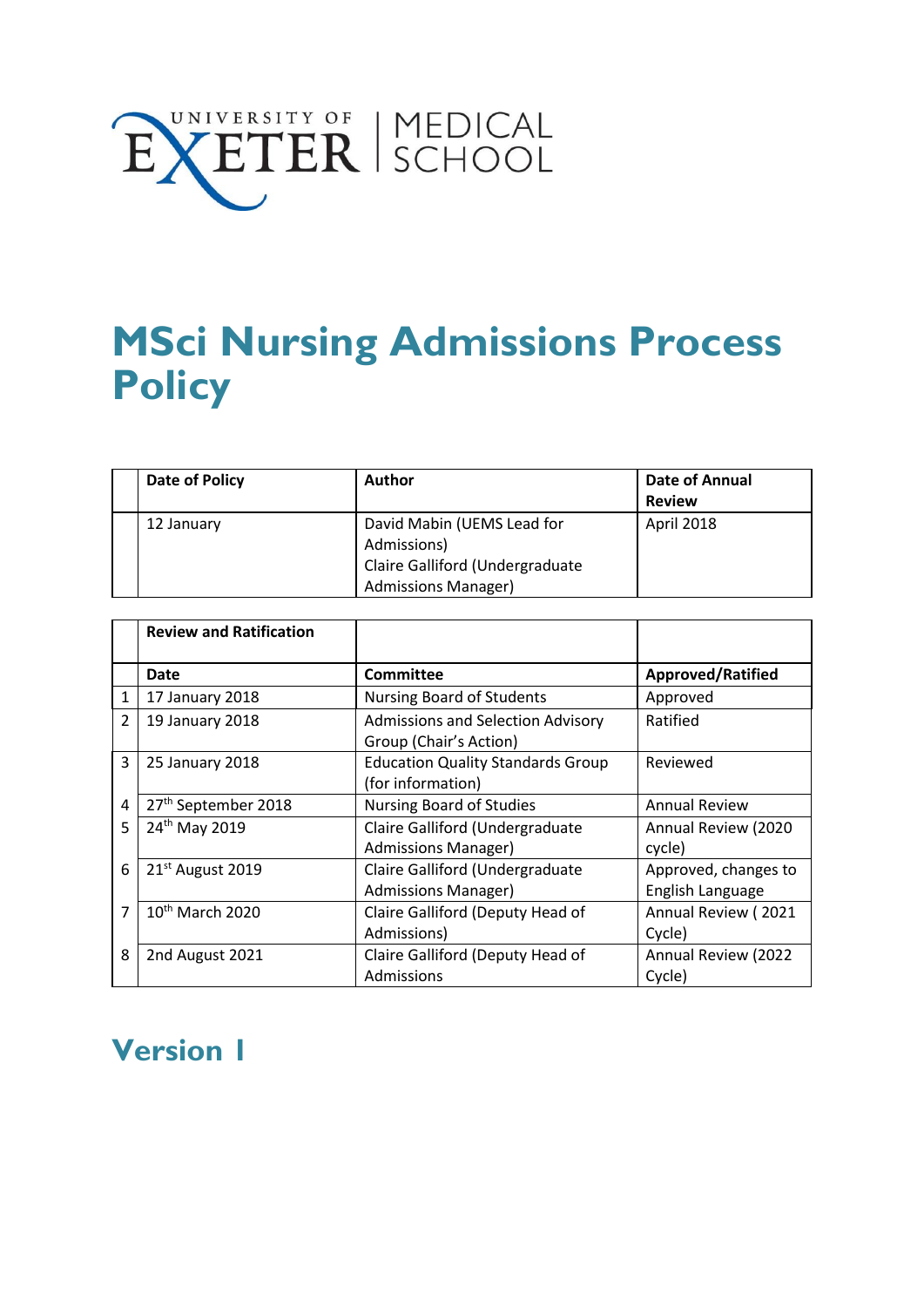UNIVERSITY OF EXETER | MEDICAL SCHOOL

# MSci Nursing Admissions Process Policy

| | Date of Policy | Author | Date of Annual Review |
|---|---|---|---|
| | 12 January | David Mabin (UEMS Lead for Admissions)<br>Claire Galliford (Undergraduate Admissions Manager) | April 2018 |

| | Review and Ratification | | |
|---|---|---|---|
| | **Date** | **Committee** | **Approved/Ratified** |
| 1 | 17 January 2018 | Nursing Board of Students | Approved |
| 2 | 19 January 2018 | Admissions and Selection Advisory Group (Chair's Action) | Ratified |
| 3 | 25 January 2018 | Education Quality Standards Group (for information) | Reviewed |
| 4 | 27th September 2018 | Nursing Board of Studies | Annual Review |
| 5 | 24th May 2019 | Claire Galliford (Undergraduate Admissions Manager) | Annual Review (2020 cycle) |
| 6 | 21st August 2019 | Claire Galliford (Undergraduate Admissions Manager) | Approved, changes to English Language |
| 7 | 10th March 2020 | Claire Galliford (Deputy Head of Admissions) | Annual Review ( 2021 Cycle) |
| 8 | 2nd August 2021 | Claire Galliford (Deputy Head of Admissions | Annual Review (2022 Cycle) |

## Version 1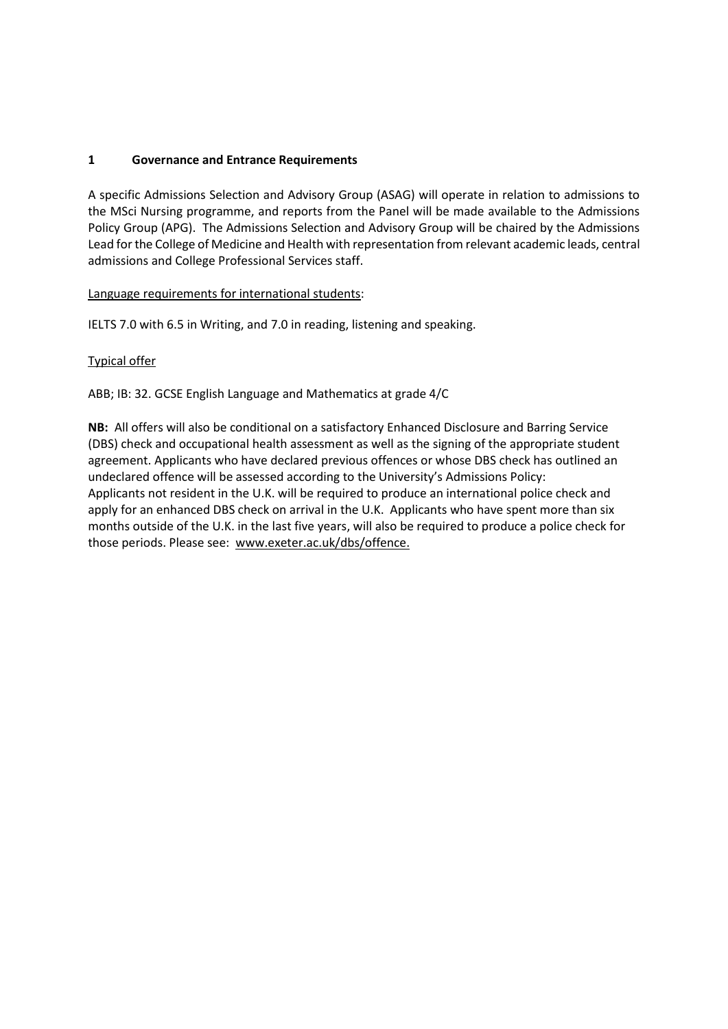## 1 Governance and Entrance Requirements

A specific Admissions Selection and Advisory Group (ASAG) will operate in relation to admissions to the MSci Nursing programme, and reports from the Panel will be made available to the Admissions Policy Group (APG). The Admissions Selection and Advisory Group will be chaired by the Admissions Lead for the College of Medicine and Health with representation from relevant academic leads, central admissions and College Professional Services staff.

Language requirements for international students:

IELTS 7.0 with 6.5 in Writing, and 7.0 in reading, listening and speaking.

Typical offer

ABB; IB: 32. GCSE English Language and Mathematics at grade 4/C

**NB:** All offers will also be conditional on a satisfactory Enhanced Disclosure and Barring Service (DBS) check and occupational health assessment as well as the signing of the appropriate student agreement. Applicants who have declared previous offences or whose DBS check has outlined an undeclared offence will be assessed according to the University's Admissions Policy:
Applicants not resident in the U.K. will be required to produce an international police check and apply for an enhanced DBS check on arrival in the U.K. Applicants who have spent more than six months outside of the U.K. in the last five years, will also be required to produce a police check for those periods. Please see: www.exeter.ac.uk/dbs/offence.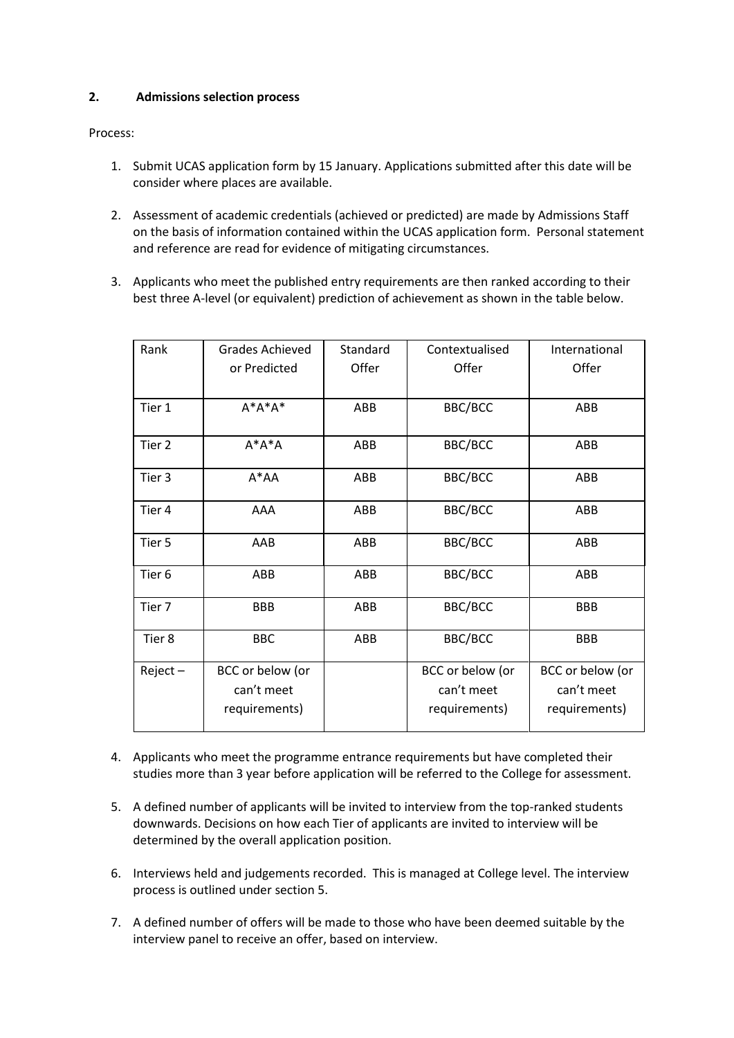## 2. Admissions selection process

Process:

1. Submit UCAS application form by 15 January. Applications submitted after this date will be consider where places are available.

2. Assessment of academic credentials (achieved or predicted) are made by Admissions Staff on the basis of information contained within the UCAS application form. Personal statement and reference are read for evidence of mitigating circumstances.

3. Applicants who meet the published entry requirements are then ranked according to their best three A-level (or equivalent) prediction of achievement as shown in the table below.

| Rank | Grades Achieved or Predicted | Standard Offer | Contextualised Offer | International Offer |
|---|---|---|---|---|
| Tier 1 | A*A*A* | ABB | BBC/BCC | ABB |
| Tier 2 | A*A*A | ABB | BBC/BCC | ABB |
| Tier 3 | A*AA | ABB | BBC/BCC | ABB |
| Tier 4 | AAA | ABB | BBC/BCC | ABB |
| Tier 5 | AAB | ABB | BBC/BCC | ABB |
| Tier 6 | ABB | ABB | BBC/BCC | ABB |
| Tier 7 | BBB | ABB | BBC/BCC | BBB |
| Tier 8 | BBC | ABB | BBC/BCC | BBB |
| Reject – | BCC or below (or can't meet requirements) | | BCC or below (or can't meet requirements) | BCC or below (or can't meet requirements) |

4. Applicants who meet the programme entrance requirements but have completed their studies more than 3 year before application will be referred to the College for assessment.

5. A defined number of applicants will be invited to interview from the top-ranked students downwards. Decisions on how each Tier of applicants are invited to interview will be determined by the overall application position.

6. Interviews held and judgements recorded. This is managed at College level. The interview process is outlined under section 5.

7. A defined number of offers will be made to those who have been deemed suitable by the interview panel to receive an offer, based on interview.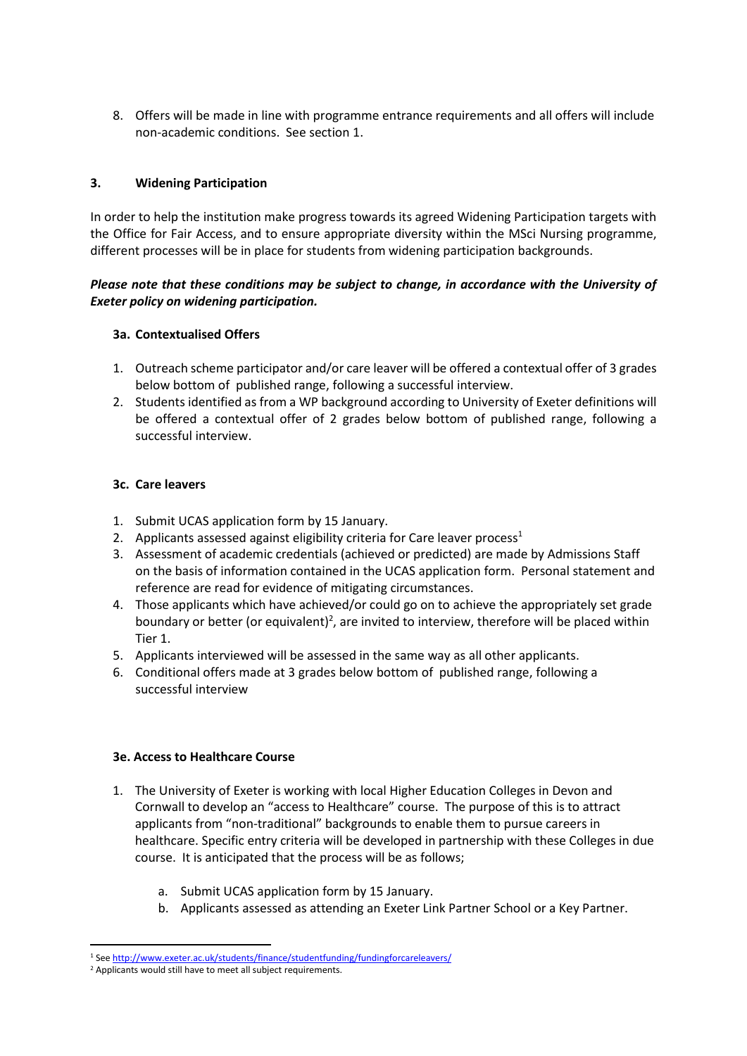8. Offers will be made in line with programme entrance requirements and all offers will include non-academic conditions. See section 1.

## 3. Widening Participation

In order to help the institution make progress towards its agreed Widening Participation targets with the Office for Fair Access, and to ensure appropriate diversity within the MSci Nursing programme, different processes will be in place for students from widening participation backgrounds.

***Please note that these conditions may be subject to change, in accordance with the University of Exeter policy on widening participation.***

### 3a. Contextualised Offers

1. Outreach scheme participator and/or care leaver will be offered a contextual offer of 3 grades below bottom of published range, following a successful interview.
2. Students identified as from a WP background according to University of Exeter definitions will be offered a contextual offer of 2 grades below bottom of published range, following a successful interview.

### 3c. Care leavers

1. Submit UCAS application form by 15 January.
2. Applicants assessed against eligibility criteria for Care leaver process[1]
3. Assessment of academic credentials (achieved or predicted) are made by Admissions Staff on the basis of information contained in the UCAS application form. Personal statement and reference are read for evidence of mitigating circumstances.
4. Those applicants which have achieved/or could go on to achieve the appropriately set grade boundary or better (or equivalent)[2], are invited to interview, therefore will be placed within Tier 1.
5. Applicants interviewed will be assessed in the same way as all other applicants.
6. Conditional offers made at 3 grades below bottom of published range, following a successful interview

### 3e. Access to Healthcare Course

1. The University of Exeter is working with local Higher Education Colleges in Devon and Cornwall to develop an "access to Healthcare" course. The purpose of this is to attract applicants from "non-traditional" backgrounds to enable them to pursue careers in healthcare. Specific entry criteria will be developed in partnership with these Colleges in due course. It is anticipated that the process will be as follows;
   a. Submit UCAS application form by 15 January.
   b. Applicants assessed as attending an Exeter Link Partner School or a Key Partner.

---

[1] See http://www.exeter.ac.uk/students/finance/studentfunding/fundingforcareleavers/

[2] Applicants would still have to meet all subject requirements.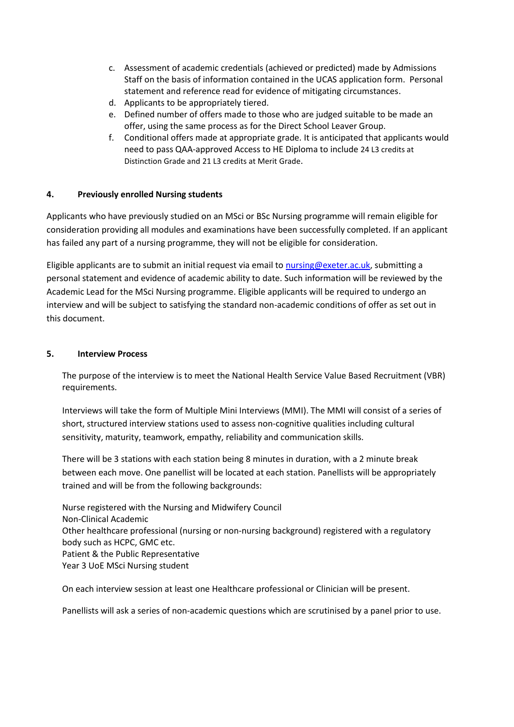c. Assessment of academic credentials (achieved or predicted) made by Admissions Staff on the basis of information contained in the UCAS application form. Personal statement and reference read for evidence of mitigating circumstances.
d. Applicants to be appropriately tiered.
e. Defined number of offers made to those who are judged suitable to be made an offer, using the same process as for the Direct School Leaver Group.
f. Conditional offers made at appropriate grade. It is anticipated that applicants would need to pass QAA-approved Access to HE Diploma to include 24 L3 credits at Distinction Grade and 21 L3 credits at Merit Grade.

## 4. Previously enrolled Nursing students

Applicants who have previously studied on an MSci or BSc Nursing programme will remain eligible for consideration providing all modules and examinations have been successfully completed. If an applicant has failed any part of a nursing programme, they will not be eligible for consideration.

Eligible applicants are to submit an initial request via email to nursing@exeter.ac.uk, submitting a personal statement and evidence of academic ability to date. Such information will be reviewed by the Academic Lead for the MSci Nursing programme. Eligible applicants will be required to undergo an interview and will be subject to satisfying the standard non-academic conditions of offer as set out in this document.

## 5. Interview Process

The purpose of the interview is to meet the National Health Service Value Based Recruitment (VBR) requirements.

Interviews will take the form of Multiple Mini Interviews (MMI). The MMI will consist of a series of short, structured interview stations used to assess non-cognitive qualities including cultural sensitivity, maturity, teamwork, empathy, reliability and communication skills.

There will be 3 stations with each station being 8 minutes in duration, with a 2 minute break between each move. One panellist will be located at each station. Panellists will be appropriately trained and will be from the following backgrounds:

Nurse registered with the Nursing and Midwifery Council
Non-Clinical Academic
Other healthcare professional (nursing or non-nursing background) registered with a regulatory body such as HCPC, GMC etc.
Patient & the Public Representative
Year 3 UoE MSci Nursing student

On each interview session at least one Healthcare professional or Clinician will be present.

Panellists will ask a series of non-academic questions which are scrutinised by a panel prior to use.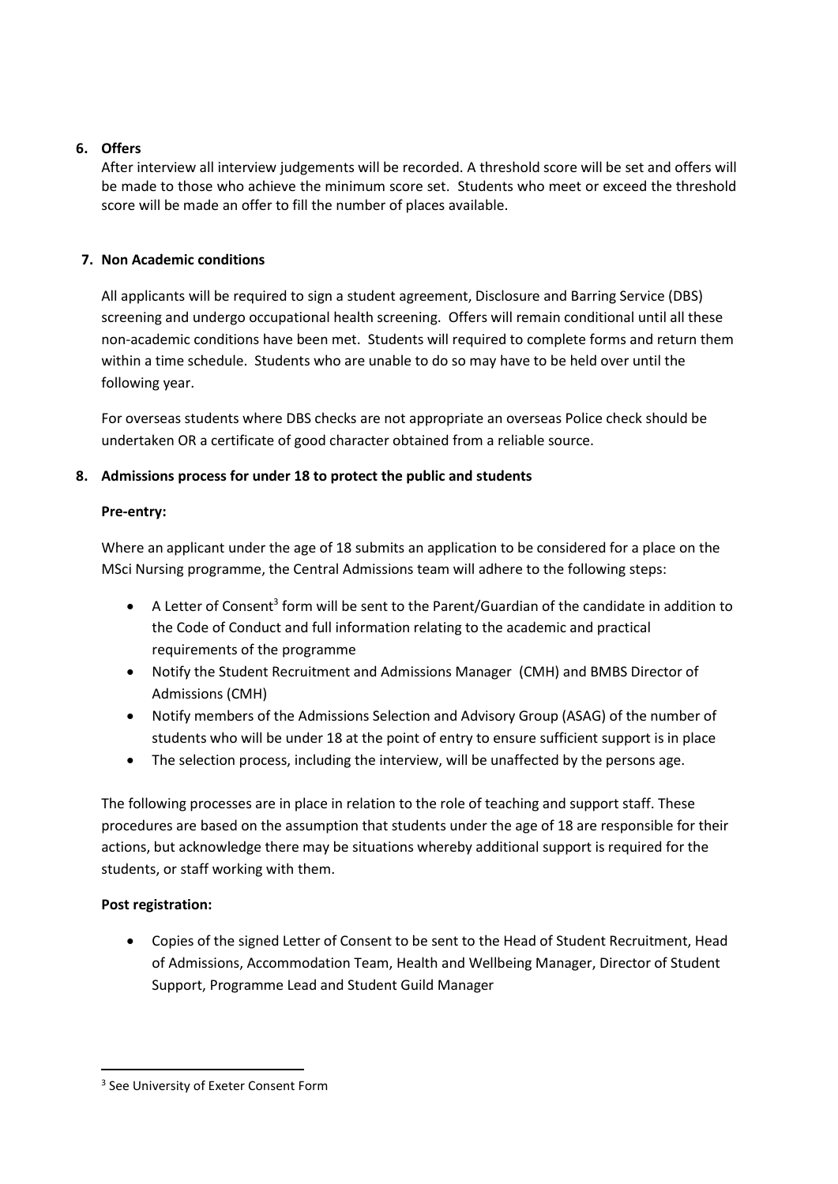## 6. Offers

After interview all interview judgements will be recorded. A threshold score will be set and offers will be made to those who achieve the minimum score set. Students who meet or exceed the threshold score will be made an offer to fill the number of places available.

## 7. Non Academic conditions

All applicants will be required to sign a student agreement, Disclosure and Barring Service (DBS) screening and undergo occupational health screening. Offers will remain conditional until all these non-academic conditions have been met. Students will required to complete forms and return them within a time schedule. Students who are unable to do so may have to be held over until the following year.

For overseas students where DBS checks are not appropriate an overseas Police check should be undertaken OR a certificate of good character obtained from a reliable source.

## 8. Admissions process for under 18 to protect the public and students

**Pre-entry:**

Where an applicant under the age of 18 submits an application to be considered for a place on the MSci Nursing programme, the Central Admissions team will adhere to the following steps:

- A Letter of Consent[3] form will be sent to the Parent/Guardian of the candidate in addition to the Code of Conduct and full information relating to the academic and practical requirements of the programme
- Notify the Student Recruitment and Admissions Manager (CMH) and BMBS Director of Admissions (CMH)
- Notify members of the Admissions Selection and Advisory Group (ASAG) of the number of students who will be under 18 at the point of entry to ensure sufficient support is in place
- The selection process, including the interview, will be unaffected by the persons age.

The following processes are in place in relation to the role of teaching and support staff. These procedures are based on the assumption that students under the age of 18 are responsible for their actions, but acknowledge there may be situations whereby additional support is required for the students, or staff working with them.

**Post registration:**

- Copies of the signed Letter of Consent to be sent to the Head of Student Recruitment, Head of Admissions, Accommodation Team, Health and Wellbeing Manager, Director of Student Support, Programme Lead and Student Guild Manager

[3] See University of Exeter Consent Form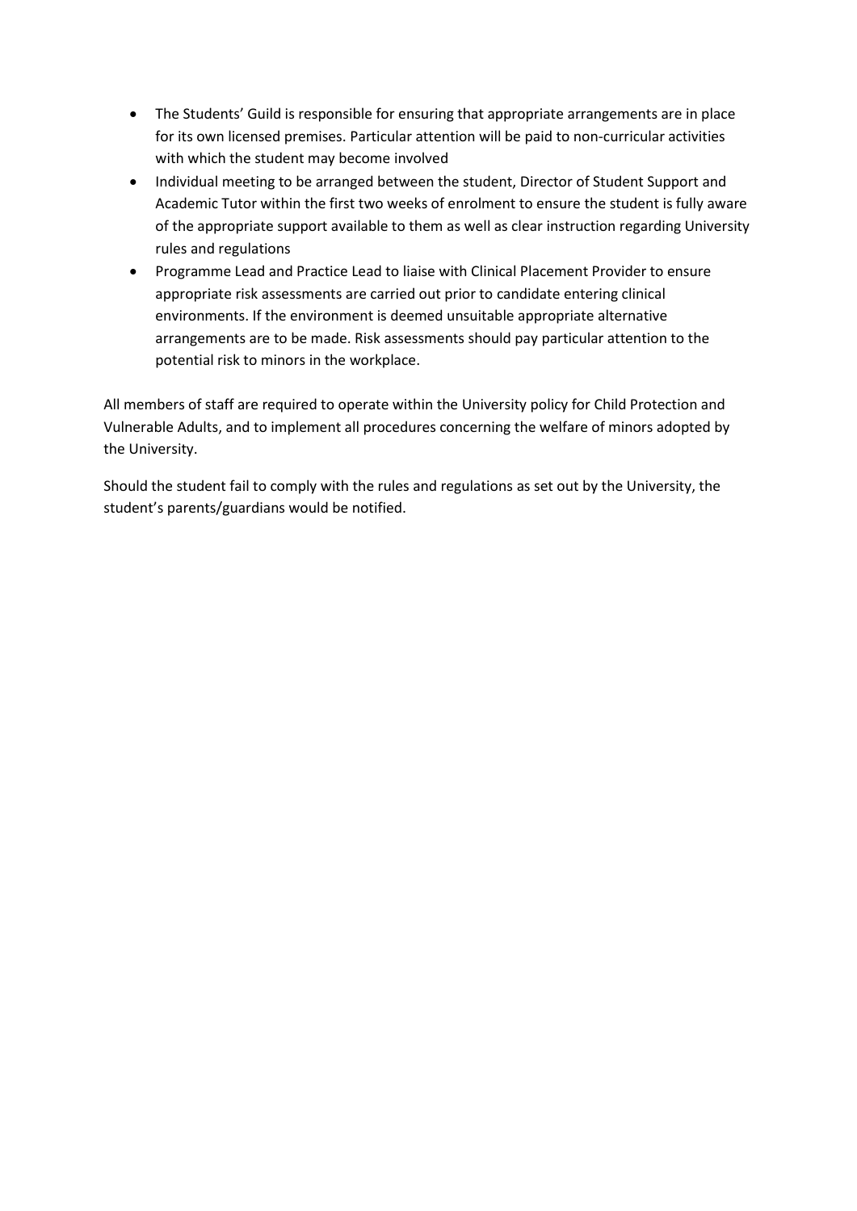- The Students' Guild is responsible for ensuring that appropriate arrangements are in place for its own licensed premises. Particular attention will be paid to non-curricular activities with which the student may become involved
- Individual meeting to be arranged between the student, Director of Student Support and Academic Tutor within the first two weeks of enrolment to ensure the student is fully aware of the appropriate support available to them as well as clear instruction regarding University rules and regulations
- Programme Lead and Practice Lead to liaise with Clinical Placement Provider to ensure appropriate risk assessments are carried out prior to candidate entering clinical environments. If the environment is deemed unsuitable appropriate alternative arrangements are to be made. Risk assessments should pay particular attention to the potential risk to minors in the workplace.

All members of staff are required to operate within the University policy for Child Protection and Vulnerable Adults, and to implement all procedures concerning the welfare of minors adopted by the University.

Should the student fail to comply with the rules and regulations as set out by the University, the student's parents/guardians would be notified.